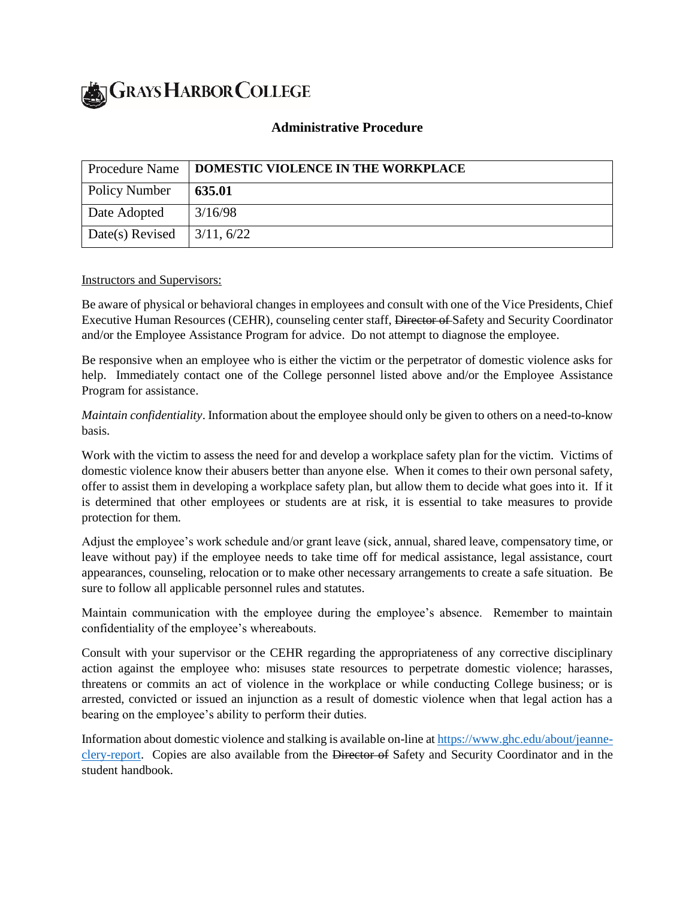GRAYS HARBOR COLLEGE

## Administrative Procedure

| Procedure Name | **DOMESTIC VIOLENCE IN THE WORKPLACE** |
|---|---|
| Policy Number | **635.01** |
| Date Adopted | 3/16/98 |
| Date(s) Revised | 3/11, 6/22 |

<u>Instructors and Supervisors:</u>

Be aware of physical or behavioral changes in employees and consult with one of the Vice Presidents, Chief Executive Human Resources (CEHR), counseling center staff, ~~Director of~~ Safety and Security Coordinator and/or the Employee Assistance Program for advice. Do not attempt to diagnose the employee.

Be responsive when an employee who is either the victim or the perpetrator of domestic violence asks for help. Immediately contact one of the College personnel listed above and/or the Employee Assistance Program for assistance.

*Maintain confidentiality*. Information about the employee should only be given to others on a need-to-know basis.

Work with the victim to assess the need for and develop a workplace safety plan for the victim. Victims of domestic violence know their abusers better than anyone else. When it comes to their own personal safety, offer to assist them in developing a workplace safety plan, but allow them to decide what goes into it. If it is determined that other employees or students are at risk, it is essential to take measures to provide protection for them.

Adjust the employee's work schedule and/or grant leave (sick, annual, shared leave, compensatory time, or leave without pay) if the employee needs to take time off for medical assistance, legal assistance, court appearances, counseling, relocation or to make other necessary arrangements to create a safe situation. Be sure to follow all applicable personnel rules and statutes.

Maintain communication with the employee during the employee's absence. Remember to maintain confidentiality of the employee's whereabouts.

Consult with your supervisor or the CEHR regarding the appropriateness of any corrective disciplinary action against the employee who: misuses state resources to perpetrate domestic violence; harasses, threatens or commits an act of violence in the workplace or while conducting College business; or is arrested, convicted or issued an injunction as a result of domestic violence when that legal action has a bearing on the employee's ability to perform their duties.

Information about domestic violence and stalking is available on-line at [https://www.ghc.edu/about/jeanne-clery-report](https://www.ghc.edu/about/jeanne-clery-report). Copies are also available from the ~~Director of~~ Safety and Security Coordinator and in the student handbook.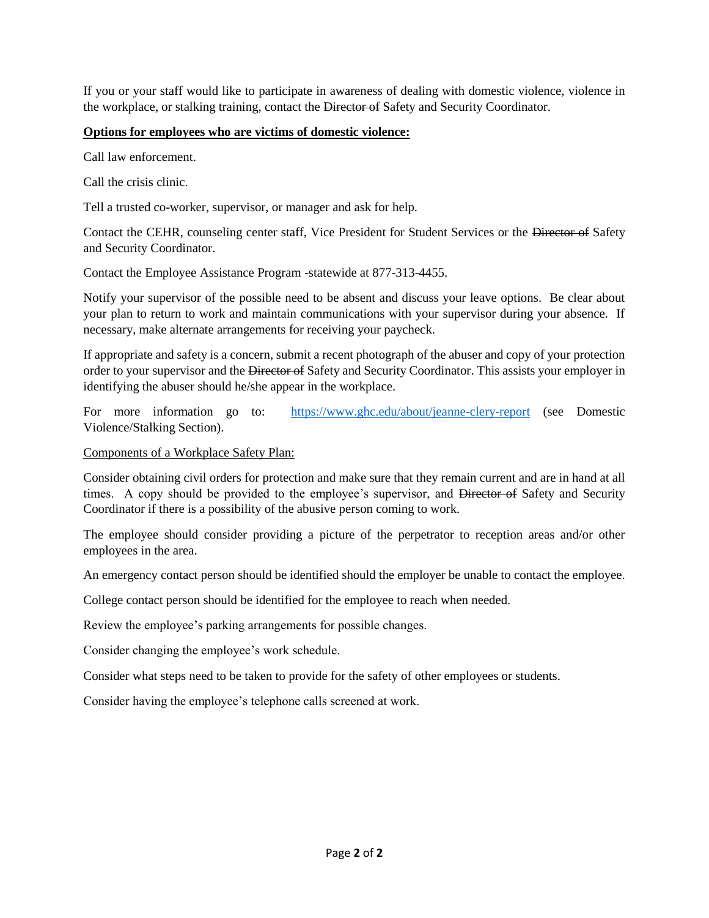If you or your staff would like to participate in awareness of dealing with domestic violence, violence in the workplace, or stalking training, contact the ~~Director of~~ Safety and Security Coordinator.

**Options for employees who are victims of domestic violence:**

Call law enforcement.

Call the crisis clinic.

Tell a trusted co-worker, supervisor, or manager and ask for help.

Contact the CEHR, counseling center staff, Vice President for Student Services or the ~~Director of~~ Safety and Security Coordinator.

Contact the Employee Assistance Program -statewide at 877-313-4455.

Notify your supervisor of the possible need to be absent and discuss your leave options. Be clear about your plan to return to work and maintain communications with your supervisor during your absence. If necessary, make alternate arrangements for receiving your paycheck.

If appropriate and safety is a concern, submit a recent photograph of the abuser and copy of your protection order to your supervisor and the ~~Director of~~ Safety and Security Coordinator. This assists your employer in identifying the abuser should he/she appear in the workplace.

For more information go to: https://www.ghc.edu/about/jeanne-clery-report (see Domestic Violence/Stalking Section).

Components of a Workplace Safety Plan:

Consider obtaining civil orders for protection and make sure that they remain current and are in hand at all times. A copy should be provided to the employee's supervisor, and ~~Director of~~ Safety and Security Coordinator if there is a possibility of the abusive person coming to work.

The employee should consider providing a picture of the perpetrator to reception areas and/or other employees in the area.

An emergency contact person should be identified should the employer be unable to contact the employee.

College contact person should be identified for the employee to reach when needed.

Review the employee's parking arrangements for possible changes.

Consider changing the employee's work schedule.

Consider what steps need to be taken to provide for the safety of other employees or students.

Consider having the employee's telephone calls screened at work.